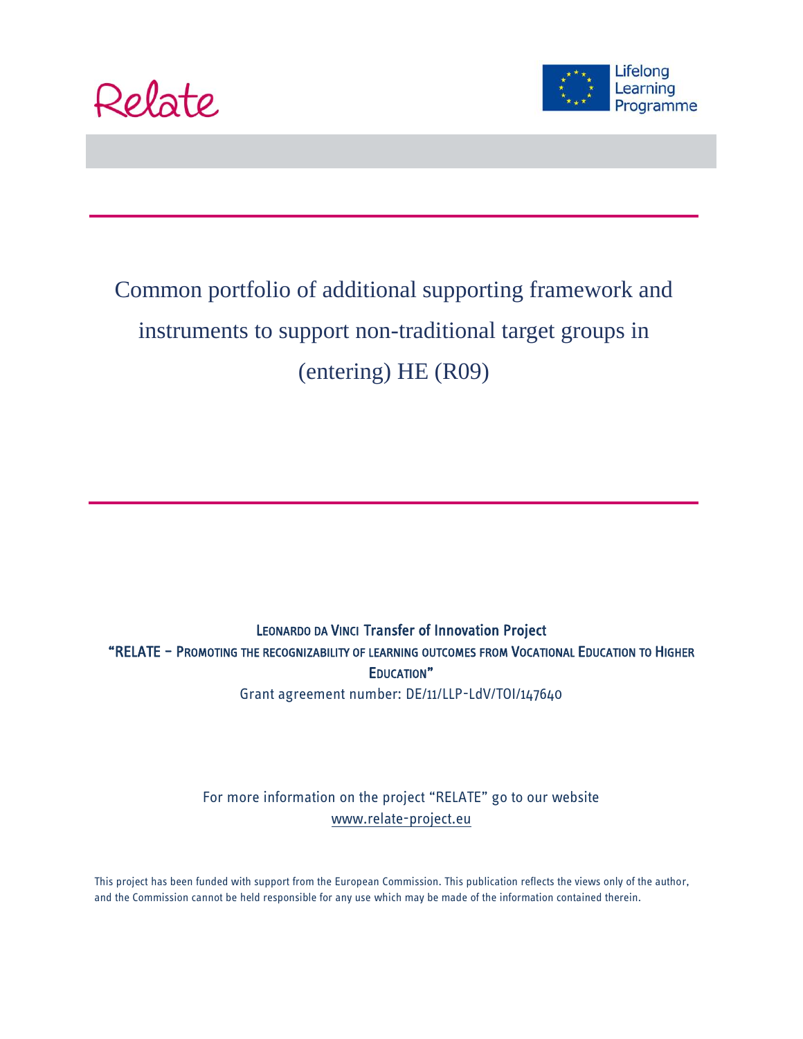Relate

Lifelong Learning Programme

# Common portfolio of additional supporting framework and instruments to support non-traditional target groups in (entering) HE (R09)

LEONARDO DA VINCI Transfer of Innovation Project

"RELATE – PROMOTING THE RECOGNIZABILITY OF LEARNING OUTCOMES FROM VOCATIONAL EDUCATION TO HIGHER EDUCATION"

Grant agreement number: DE/11/LLP-LdV/TOI/147640

For more information on the project "RELATE" go to our website
www.relate-project.eu

This project has been funded with support from the European Commission. This publication reflects the views only of the author, and the Commission cannot be held responsible for any use which may be made of the information contained therein.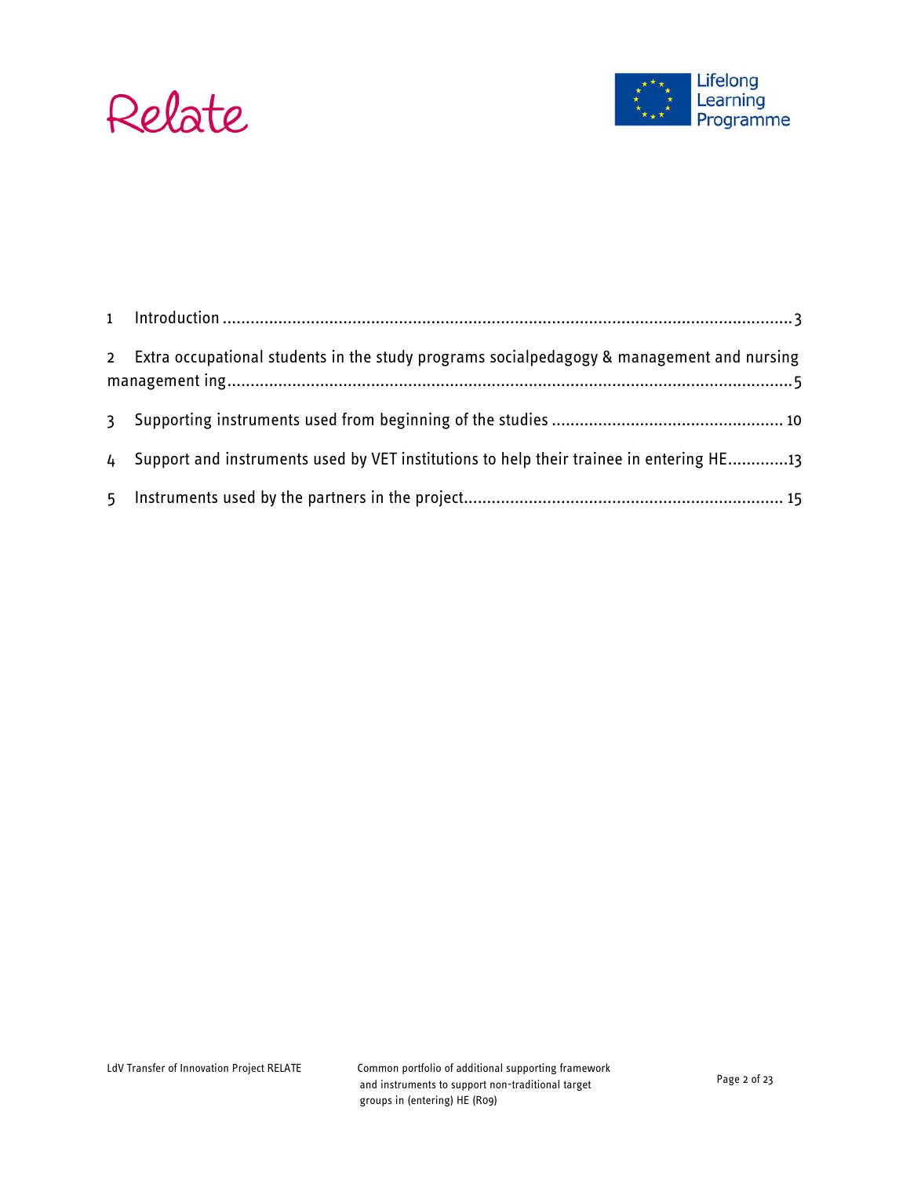1 Introduction ........................................................................................................................3

2 Extra occupational students in the study programs socialpedagogy & management and nursing management ing........................................................................................................................5

3 Supporting instruments used from beginning of the studies ................................................. 10

4 Support and instruments used by VET institutions to help their trainee in entering HE.............13

5 Instruments used by the partners in the project.................................................................... 15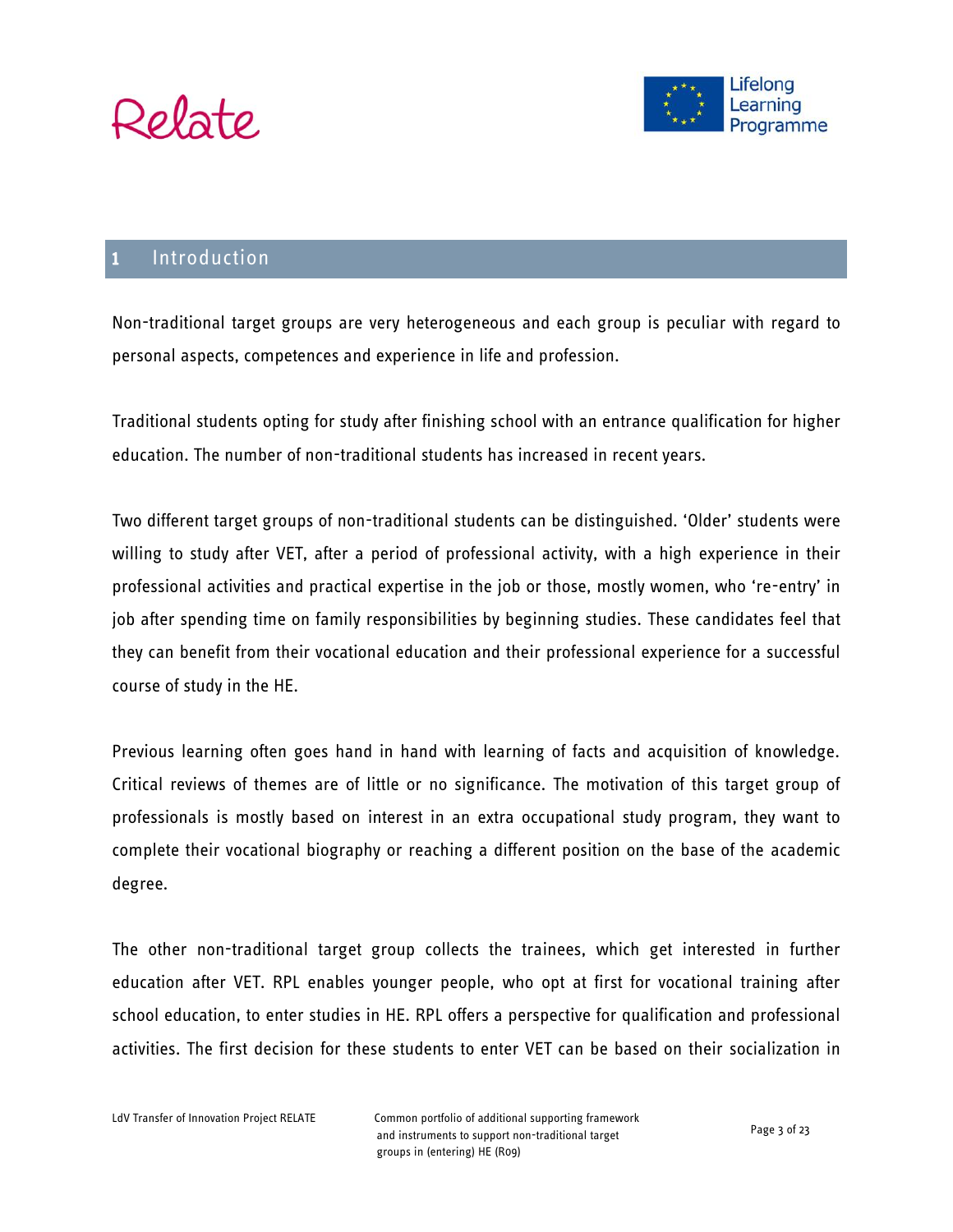## 1 Introduction

Non-traditional target groups are very heterogeneous and each group is peculiar with regard to personal aspects, competences and experience in life and profession.

Traditional students opting for study after finishing school with an entrance qualification for higher education. The number of non-traditional students has increased in recent years.

Two different target groups of non-traditional students can be distinguished. 'Older' students were willing to study after VET, after a period of professional activity, with a high experience in their professional activities and practical expertise in the job or those, mostly women, who 're-entry' in job after spending time on family responsibilities by beginning studies. These candidates feel that they can benefit from their vocational education and their professional experience for a successful course of study in the HE.

Previous learning often goes hand in hand with learning of facts and acquisition of knowledge. Critical reviews of themes are of little or no significance. The motivation of this target group of professionals is mostly based on interest in an extra occupational study program, they want to complete their vocational biography or reaching a different position on the base of the academic degree.

The other non-traditional target group collects the trainees, which get interested in further education after VET. RPL enables younger people, who opt at first for vocational training after school education, to enter studies in HE. RPL offers a perspective for qualification and professional activities. The first decision for these students to enter VET can be based on their socialization in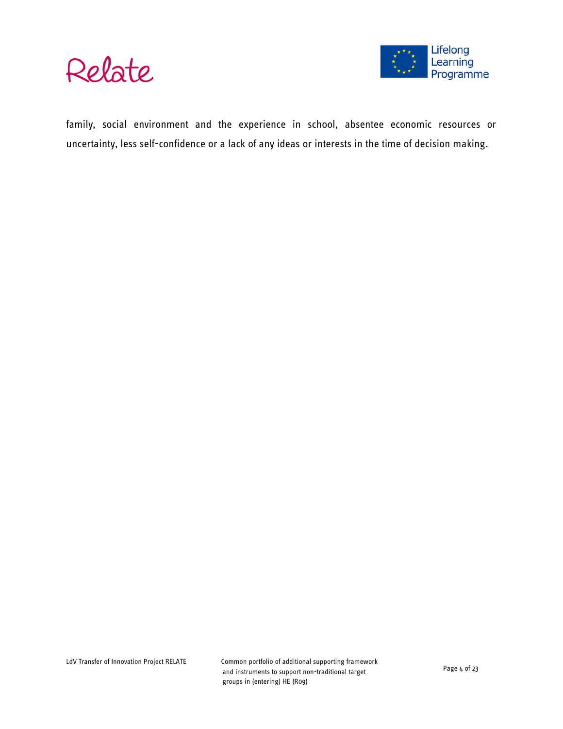family, social environment and the experience in school, absentee economic resources or uncertainty, less self-confidence or a lack of any ideas or interests in the time of decision making.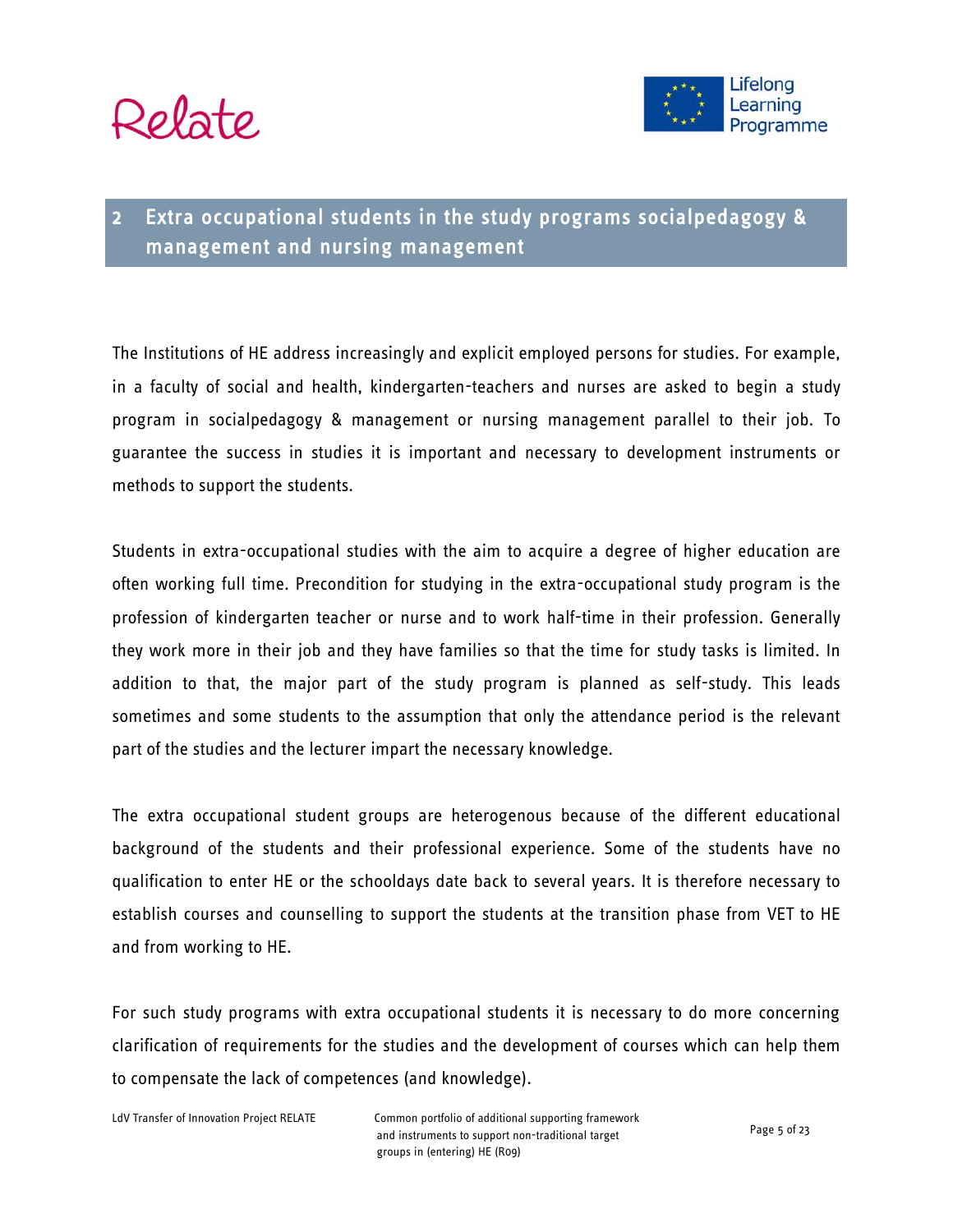## 2 Extra occupational students in the study programs socialpedagogy & management and nursing management

The Institutions of HE address increasingly and explicit employed persons for studies. For example, in a faculty of social and health, kindergarten-teachers and nurses are asked to begin a study program in socialpedagogy & management or nursing management parallel to their job. To guarantee the success in studies it is important and necessary to development instruments or methods to support the students.

Students in extra-occupational studies with the aim to acquire a degree of higher education are often working full time. Precondition for studying in the extra-occupational study program is the profession of kindergarten teacher or nurse and to work half-time in their profession. Generally they work more in their job and they have families so that the time for study tasks is limited. In addition to that, the major part of the study program is planned as self-study. This leads sometimes and some students to the assumption that only the attendance period is the relevant part of the studies and the lecturer impart the necessary knowledge.

The extra occupational student groups are heterogenous because of the different educational background of the students and their professional experience. Some of the students have no qualification to enter HE or the schooldays date back to several years. It is therefore necessary to establish courses and counselling to support the students at the transition phase from VET to HE and from working to HE.

For such study programs with extra occupational students it is necessary to do more concerning clarification of requirements for the studies and the development of courses which can help them to compensate the lack of competences (and knowledge).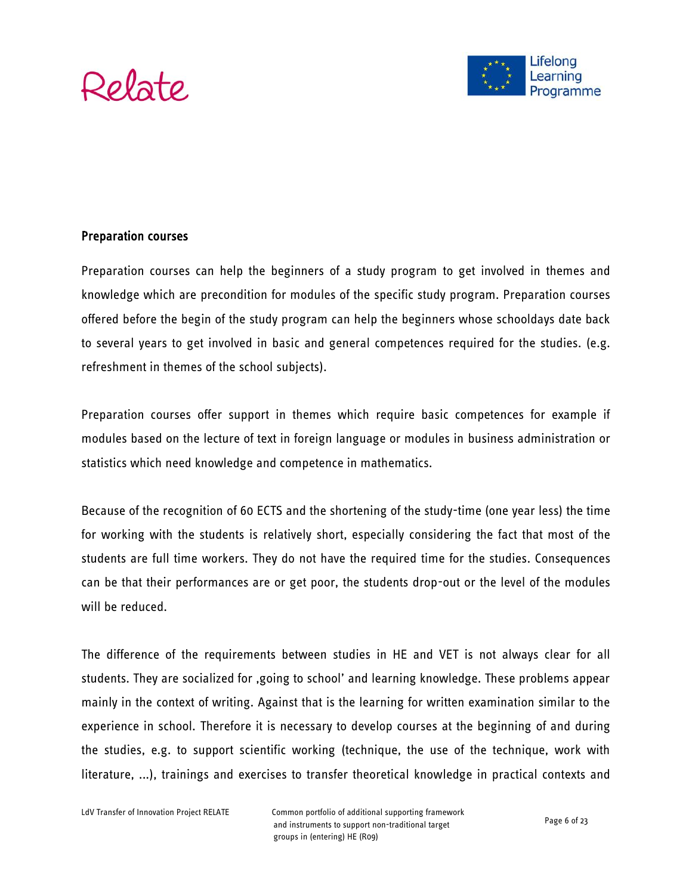## Preparation courses

Preparation courses can help the beginners of a study program to get involved in themes and knowledge which are precondition for modules of the specific study program. Preparation courses offered before the begin of the study program can help the beginners whose schooldays date back to several years to get involved in basic and general competences required for the studies. (e.g. refreshment in themes of the school subjects).

Preparation courses offer support in themes which require basic competences for example if modules based on the lecture of text in foreign language or modules in business administration or statistics which need knowledge and competence in mathematics.

Because of the recognition of 60 ECTS and the shortening of the study-time (one year less) the time for working with the students is relatively short, especially considering the fact that most of the students are full time workers. They do not have the required time for the studies. Consequences can be that their performances are or get poor, the students drop-out or the level of the modules will be reduced.

The difference of the requirements between studies in HE and VET is not always clear for all students. They are socialized for ‚going to school' and learning knowledge. These problems appear mainly in the context of writing. Against that is the learning for written examination similar to the experience in school. Therefore it is necessary to develop courses at the beginning of and during the studies, e.g. to support scientific working (technique, the use of the technique, work with literature, ...), trainings and exercises to transfer theoretical knowledge in practical contexts and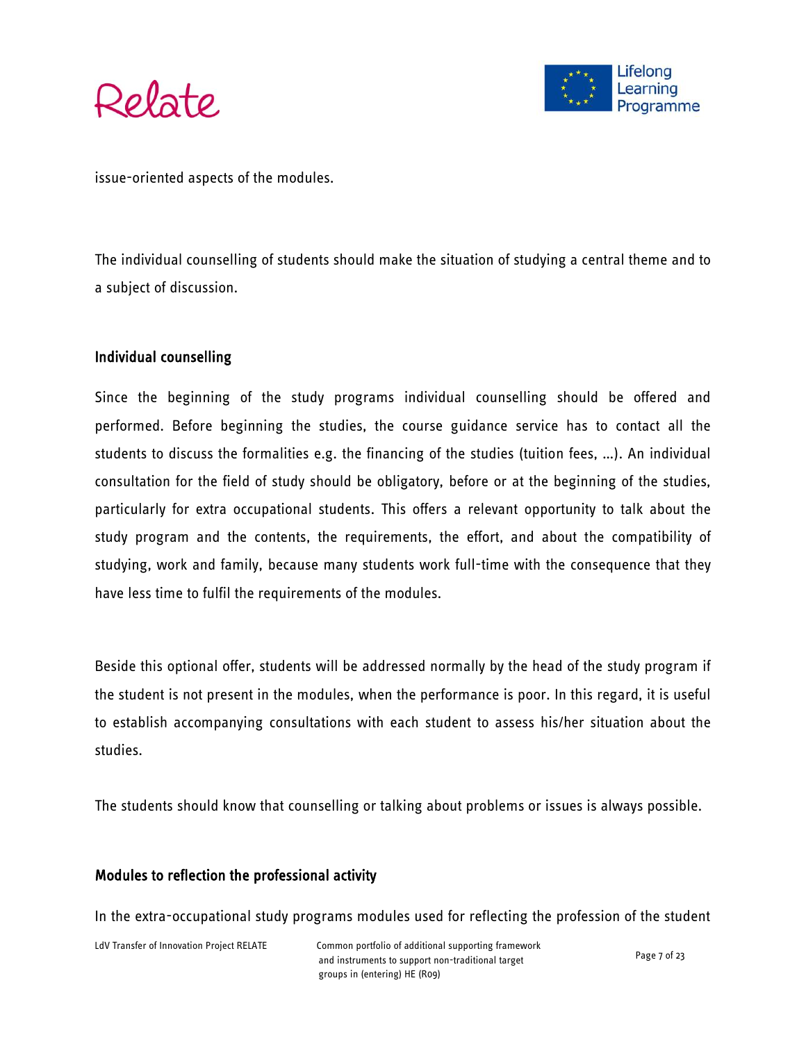issue-oriented aspects of the modules.

The individual counselling of students should make the situation of studying a central theme and to a subject of discussion.

### Individual counselling

Since the beginning of the study programs individual counselling should be offered and performed. Before beginning the studies, the course guidance service has to contact all the students to discuss the formalities e.g. the financing of the studies (tuition fees, …). An individual consultation for the field of study should be obligatory, before or at the beginning of the studies, particularly for extra occupational students. This offers a relevant opportunity to talk about the study program and the contents, the requirements, the effort, and about the compatibility of studying, work and family, because many students work full-time with the consequence that they have less time to fulfil the requirements of the modules.

Beside this optional offer, students will be addressed normally by the head of the study program if the student is not present in the modules, when the performance is poor. In this regard, it is useful to establish accompanying consultations with each student to assess his/her situation about the studies.

The students should know that counselling or talking about problems or issues is always possible.

### Modules to reflection the professional activity

In the extra-occupational study programs modules used for reflecting the profession of the student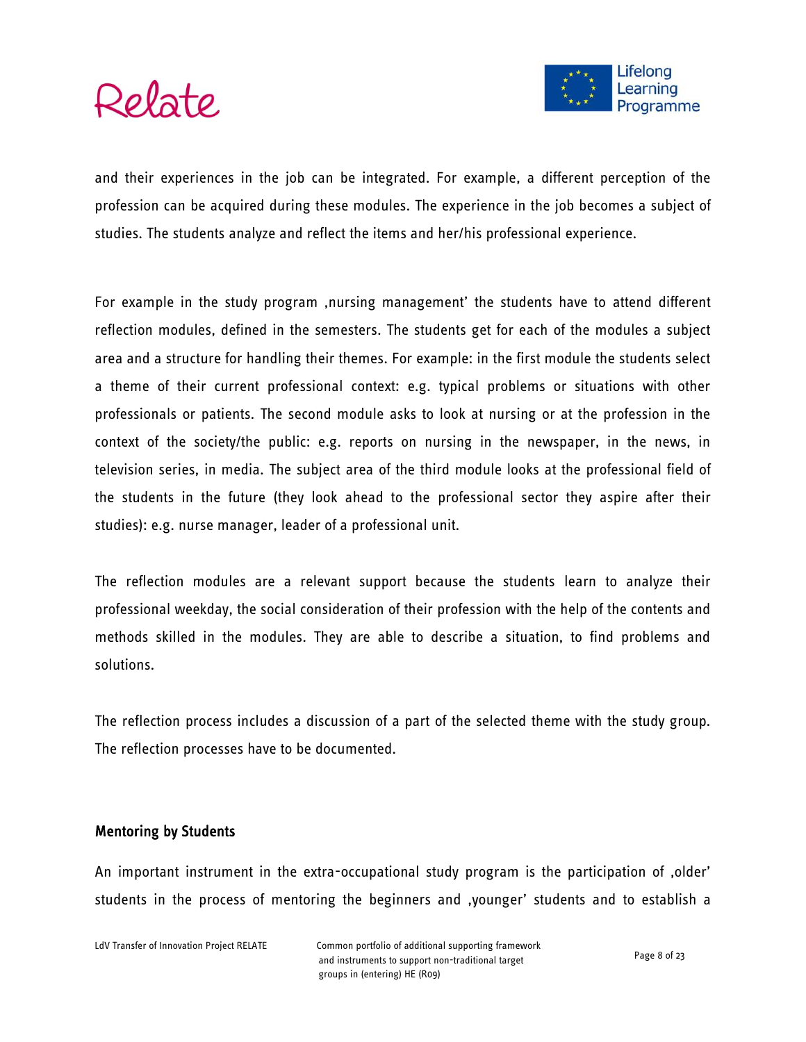and their experiences in the job can be integrated. For example, a different perception of the profession can be acquired during these modules. The experience in the job becomes a subject of studies. The students analyze and reflect the items and her/his professional experience.

For example in the study program ‚nursing management' the students have to attend different reflection modules, defined in the semesters. The students get for each of the modules a subject area and a structure for handling their themes. For example: in the first module the students select a theme of their current professional context: e.g. typical problems or situations with other professionals or patients. The second module asks to look at nursing or at the profession in the context of the society/the public: e.g. reports on nursing in the newspaper, in the news, in television series, in media. The subject area of the third module looks at the professional field of the students in the future (they look ahead to the professional sector they aspire after their studies): e.g. nurse manager, leader of a professional unit.

The reflection modules are a relevant support because the students learn to analyze their professional weekday, the social consideration of their profession with the help of the contents and methods skilled in the modules. They are able to describe a situation, to find problems and solutions.

The reflection process includes a discussion of a part of the selected theme with the study group. The reflection processes have to be documented.

### Mentoring by Students

An important instrument in the extra-occupational study program is the participation of ‚older' students in the process of mentoring the beginners and ‚younger' students and to establish a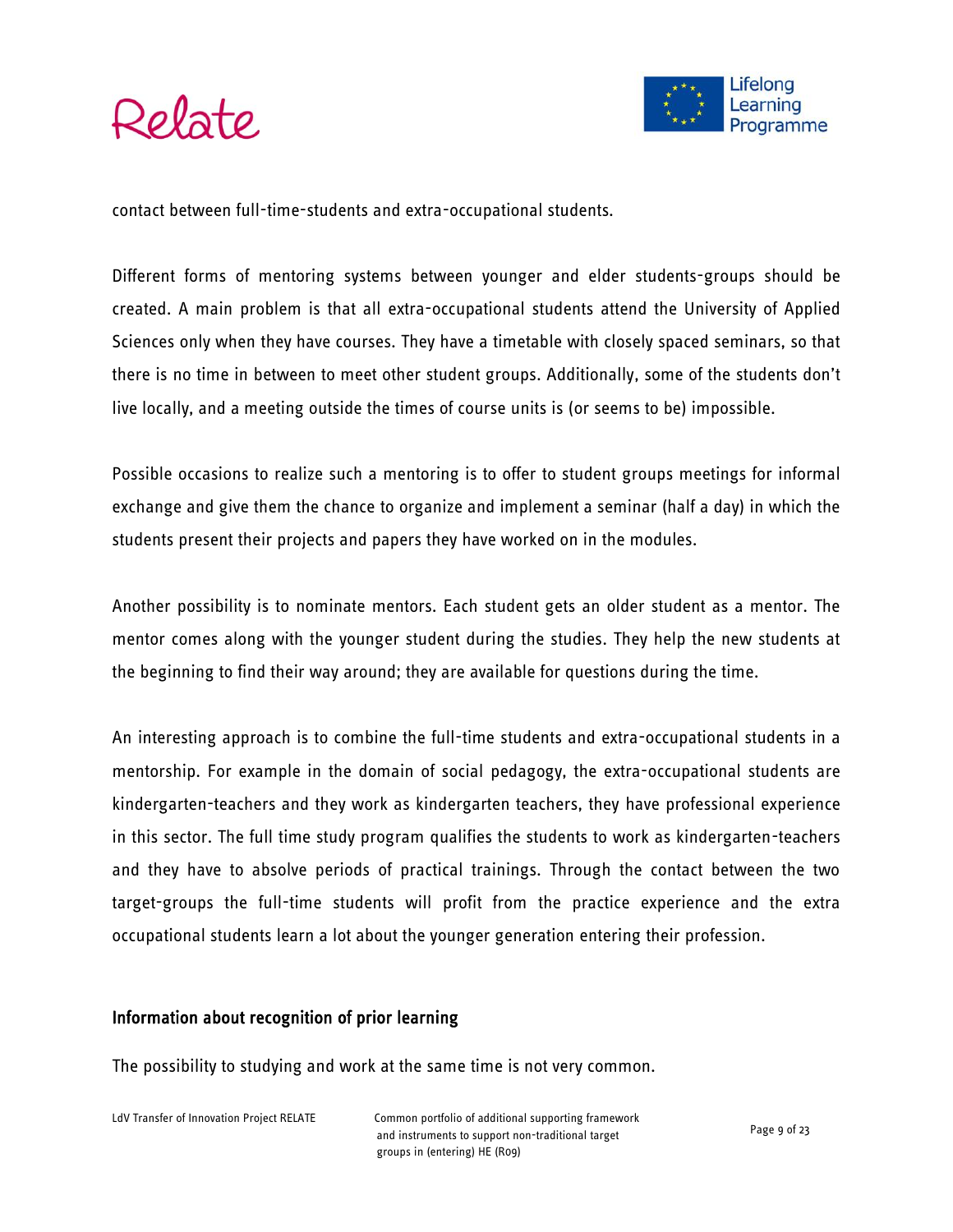contact between full-time-students and extra-occupational students.

Different forms of mentoring systems between younger and elder students-groups should be created. A main problem is that all extra-occupational students attend the University of Applied Sciences only when they have courses. They have a timetable with closely spaced seminars, so that there is no time in between to meet other student groups. Additionally, some of the students don't live locally, and a meeting outside the times of course units is (or seems to be) impossible.

Possible occasions to realize such a mentoring is to offer to student groups meetings for informal exchange and give them the chance to organize and implement a seminar (half a day) in which the students present their projects and papers they have worked on in the modules.

Another possibility is to nominate mentors. Each student gets an older student as a mentor. The mentor comes along with the younger student during the studies. They help the new students at the beginning to find their way around; they are available for questions during the time.

An interesting approach is to combine the full-time students and extra-occupational students in a mentorship. For example in the domain of social pedagogy, the extra-occupational students are kindergarten-teachers and they work as kindergarten teachers, they have professional experience in this sector. The full time study program qualifies the students to work as kindergarten-teachers and they have to absolve periods of practical trainings. Through the contact between the two target-groups the full-time students will profit from the practice experience and the extra occupational students learn a lot about the younger generation entering their profession.

### Information about recognition of prior learning

The possibility to studying and work at the same time is not very common.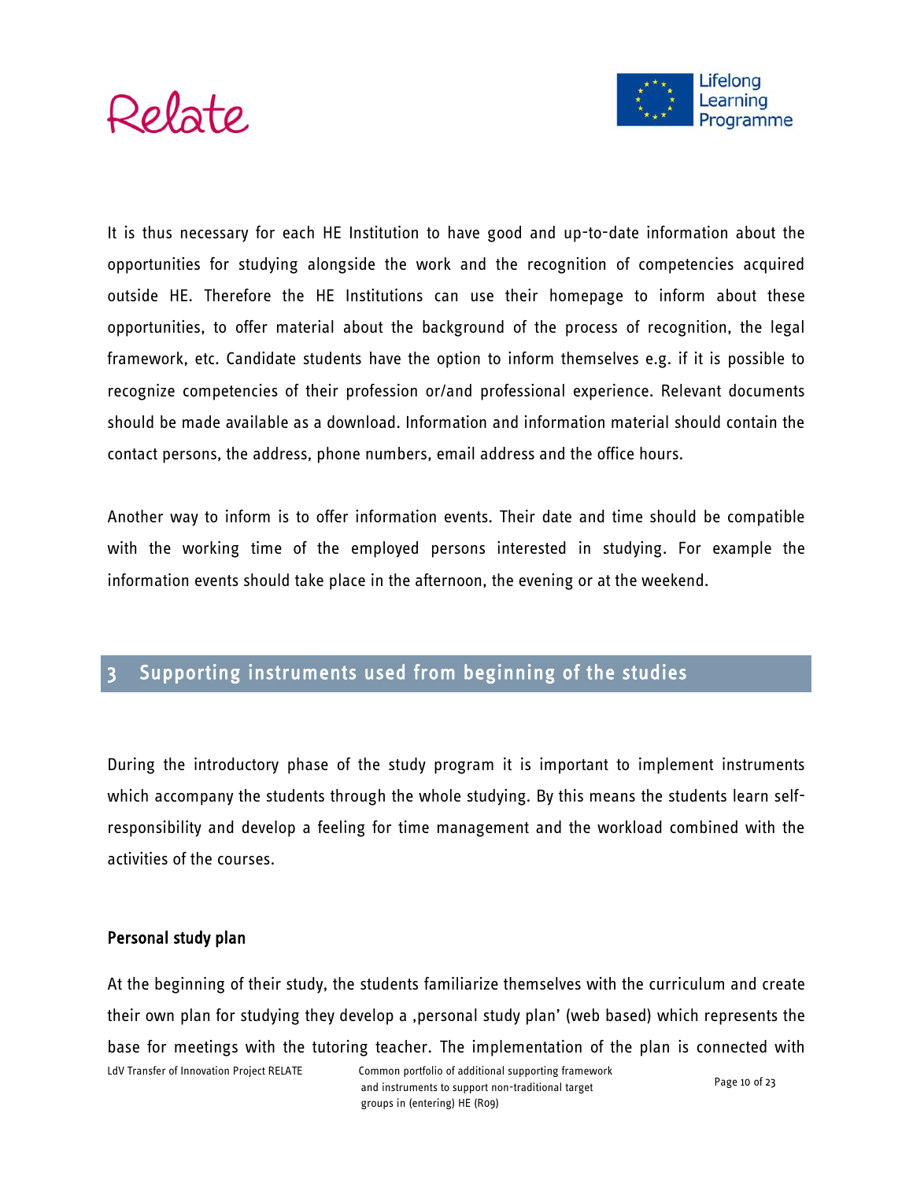It is thus necessary for each HE Institution to have good and up-to-date information about the opportunities for studying alongside the work and the recognition of competencies acquired outside HE. Therefore the HE Institutions can use their homepage to inform about these opportunities, to offer material about the background of the process of recognition, the legal framework, etc. Candidate students have the option to inform themselves e.g. if it is possible to recognize competencies of their profession or/and professional experience. Relevant documents should be made available as a download. Information and information material should contain the contact persons, the address, phone numbers, email address and the office hours.

Another way to inform is to offer information events. Their date and time should be compatible with the working time of the employed persons interested in studying. For example the information events should take place in the afternoon, the evening or at the weekend.

# 3 Supporting instruments used from beginning of the studies

During the introductory phase of the study program it is important to implement instruments which accompany the students through the whole studying. By this means the students learn self-responsibility and develop a feeling for time management and the workload combined with the activities of the courses.

### Personal study plan

At the beginning of their study, the students familiarize themselves with the curriculum and create their own plan for studying they develop a ‚personal study plan' (web based) which represents the base for meetings with the tutoring teacher. The implementation of the plan is connected with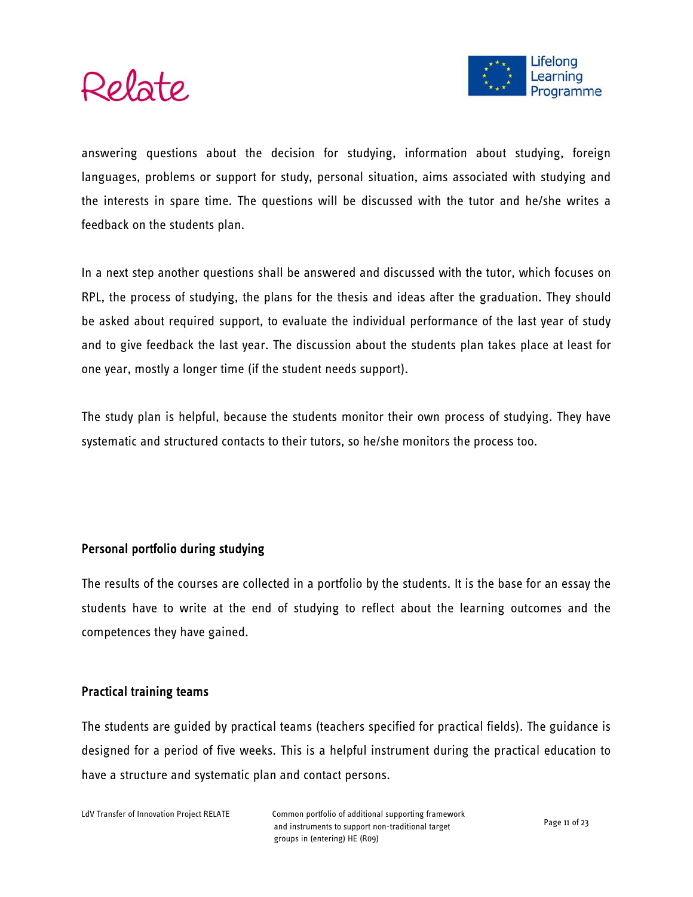answering questions about the decision for studying, information about studying, foreign languages, problems or support for study, personal situation, aims associated with studying and the interests in spare time. The questions will be discussed with the tutor and he/she writes a feedback on the students plan.

In a next step another questions shall be answered and discussed with the tutor, which focuses on RPL, the process of studying, the plans for the thesis and ideas after the graduation. They should be asked about required support, to evaluate the individual performance of the last year of study and to give feedback the last year. The discussion about the students plan takes place at least for one year, mostly a longer time (if the student needs support).

The study plan is helpful, because the students monitor their own process of studying. They have systematic and structured contacts to their tutors, so he/she monitors the process too.

### Personal portfolio during studying

The results of the courses are collected in a portfolio by the students. It is the base for an essay the students have to write at the end of studying to reflect about the learning outcomes and the competences they have gained.

### Practical training teams

The students are guided by practical teams (teachers specified for practical fields). The guidance is designed for a period of five weeks. This is a helpful instrument during the practical education to have a structure and systematic plan and contact persons.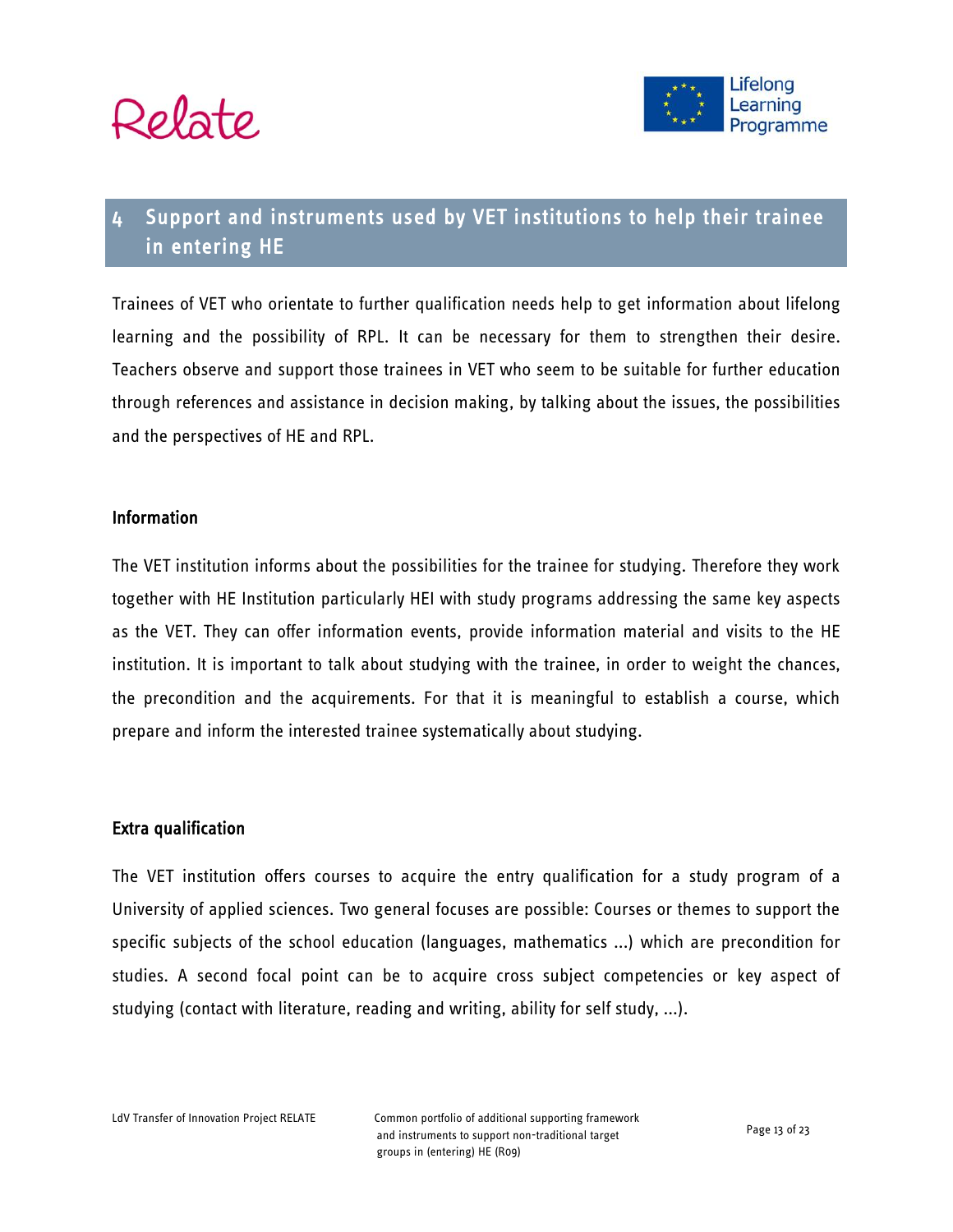# 4 Support and instruments used by VET institutions to help their trainee in entering HE

Trainees of VET who orientate to further qualification needs help to get information about lifelong learning and the possibility of RPL. It can be necessary for them to strengthen their desire. Teachers observe and support those trainees in VET who seem to be suitable for further education through references and assistance in decision making, by talking about the issues, the possibilities and the perspectives of HE and RPL.

**Information**

The VET institution informs about the possibilities for the trainee for studying. Therefore they work together with HE Institution particularly HEI with study programs addressing the same key aspects as the VET. They can offer information events, provide information material and visits to the HE institution. It is important to talk about studying with the trainee, in order to weight the chances, the precondition and the acquirements. For that it is meaningful to establish a course, which prepare and inform the interested trainee systematically about studying.

**Extra qualification**

The VET institution offers courses to acquire the entry qualification for a study program of a University of applied sciences. Two general focuses are possible: Courses or themes to support the specific subjects of the school education (languages, mathematics ...) which are precondition for studies. A second focal point can be to acquire cross subject competencies or key aspect of studying (contact with literature, reading and writing, ability for self study, ...).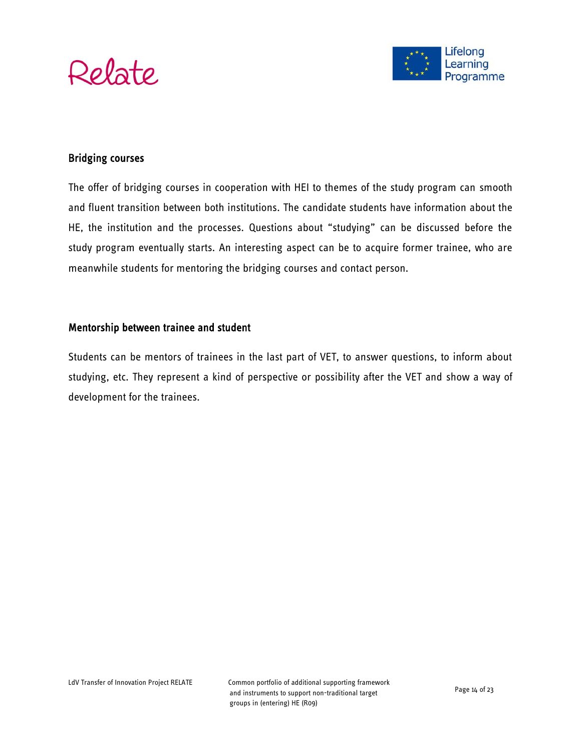## Bridging courses

The offer of bridging courses in cooperation with HEI to themes of the study program can smooth and fluent transition between both institutions. The candidate students have information about the HE, the institution and the processes. Questions about "studying" can be discussed before the study program eventually starts. An interesting aspect can be to acquire former trainee, who are meanwhile students for mentoring the bridging courses and contact person.

## Mentorship between trainee and student

Students can be mentors of trainees in the last part of VET, to answer questions, to inform about studying, etc. They represent a kind of perspective or possibility after the VET and show a way of development for the trainees.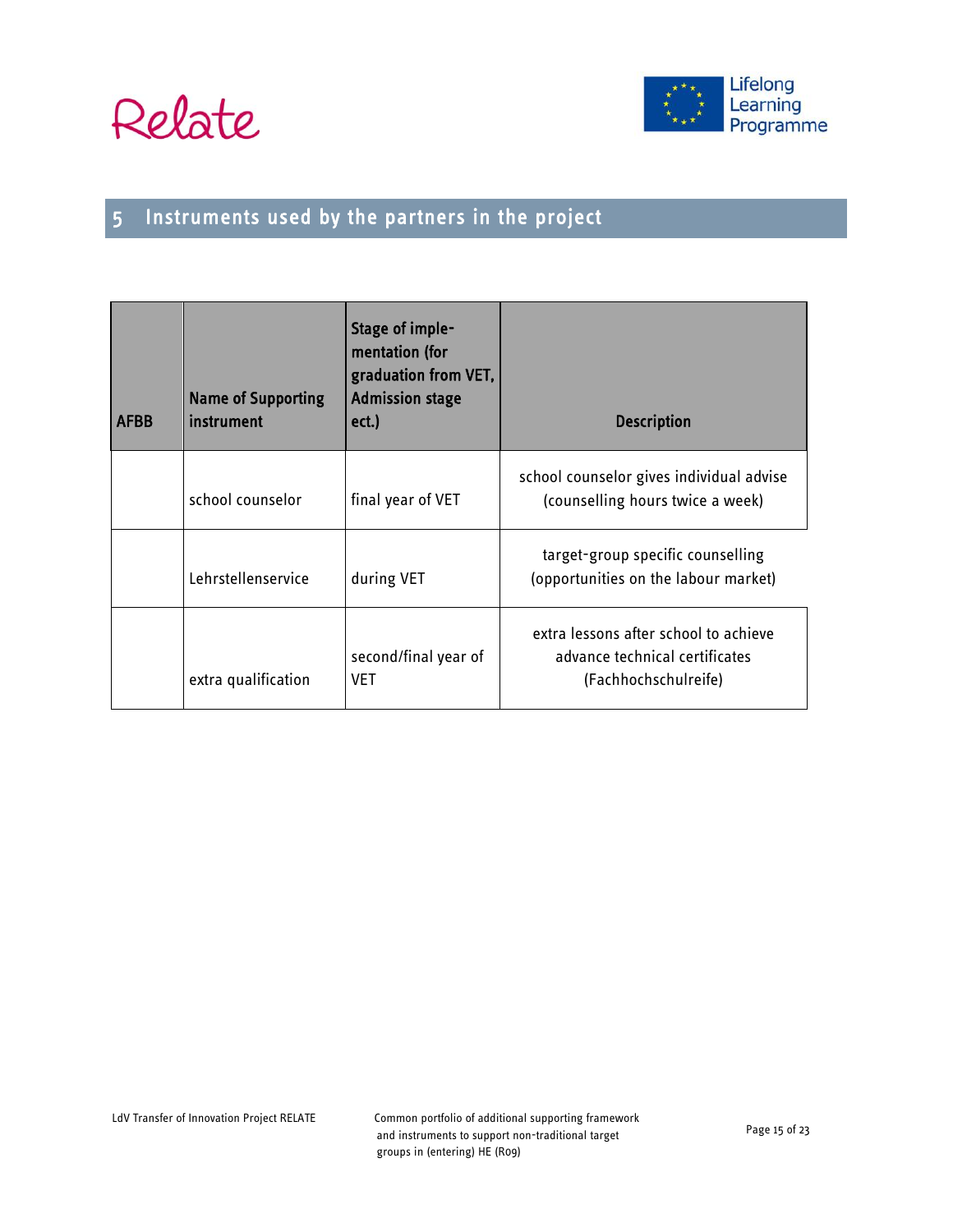# 5 Instruments used by the partners in the project

| AFBB | Name of Supporting instrument | Stage of imple-mentation (for graduation from VET, Admission stage ect.) | Description |
|---|---|---|---|
| | school counselor | final year of VET | school counselor gives individual advise (counselling hours twice a week) |
| | Lehrstellenservice | during VET | target-group specific counselling (opportunities on the labour market) |
| | extra qualification | second/final year of VET | extra lessons after school to achieve advance technical certificates (Fachhochschulreife) |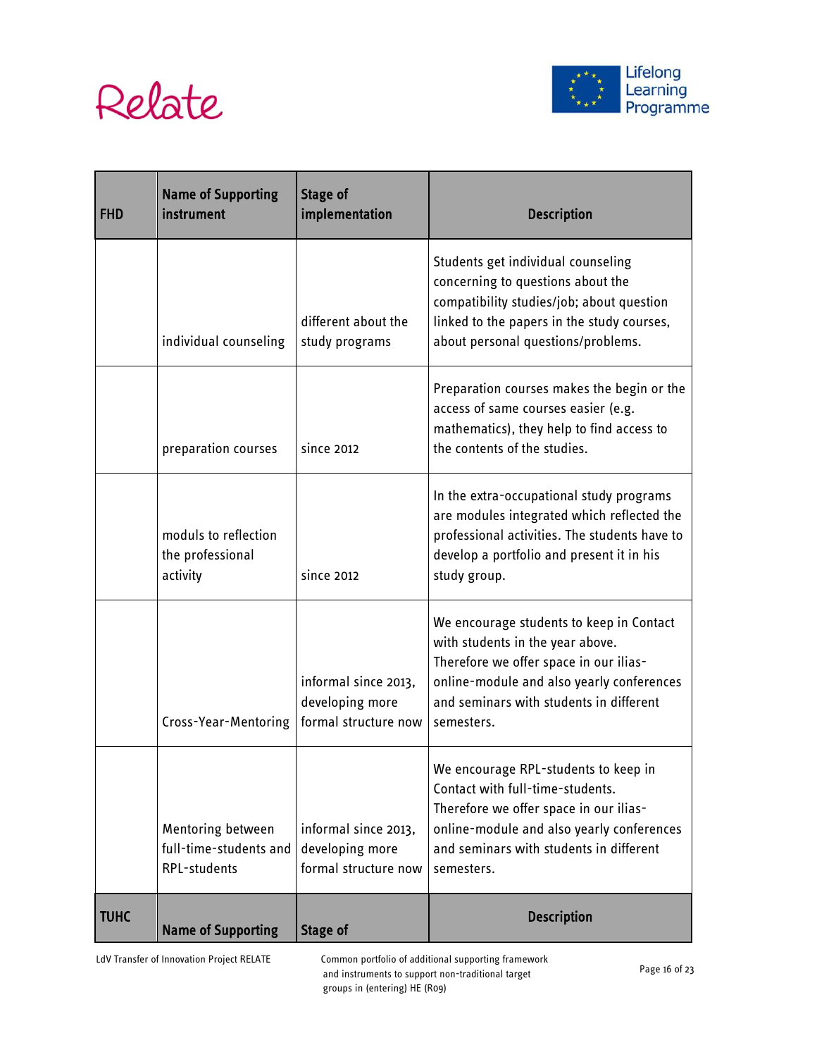| FHD | Name of Supporting instrument | Stage of implementation | Description |
|---|---|---|---|
| | individual counseling | different about the study programs | Students get individual counseling concerning to questions about the compatibility studies/job; about question linked to the papers in the study courses, about personal questions/problems. |
| | preparation courses | since 2012 | Preparation courses makes the begin or the access of same courses easier (e.g. mathematics), they help to find access to the contents of the studies. |
| | moduls to reflection the professional activity | since 2012 | In the extra-occupational study programs are modules integrated which reflected the professional activities. The students have to develop a portfolio and present it in his study group. |
| | Cross-Year-Mentoring | informal since 2013, developing more formal structure now | We encourage students to keep in Contact with students in the year above. Therefore we offer space in our ilias-online-module and also yearly conferences and seminars with students in different semesters. |
| | Mentoring between full-time-students and RPL-students | informal since 2013, developing more formal structure now | We encourage RPL-students to keep in Contact with full-time-students. Therefore we offer space in our ilias-online-module and also yearly conferences and seminars with students in different semesters. |
| **TUHC** | **Name of Supporting** | **Stage of** | **Description** |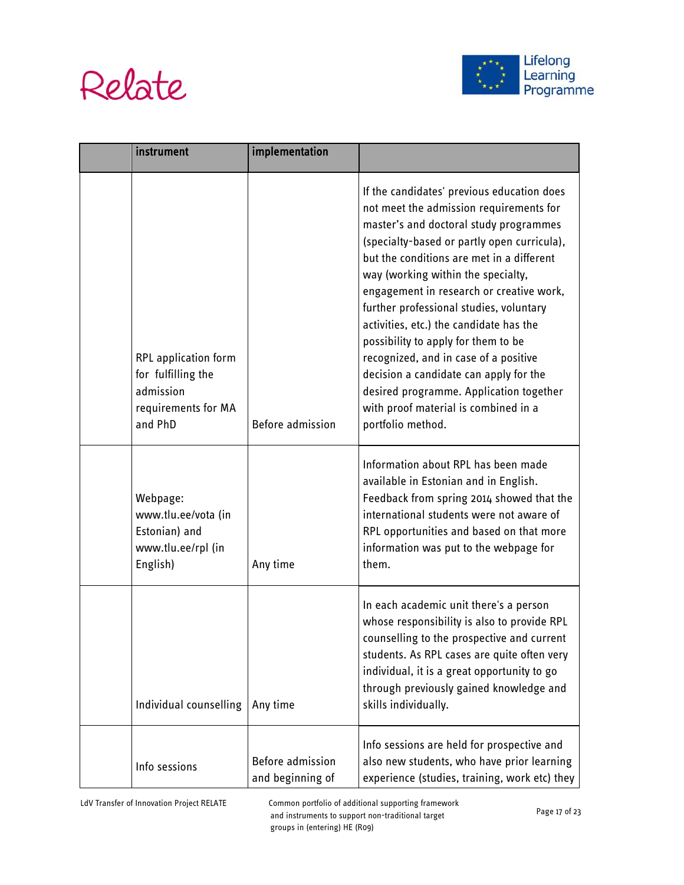| | instrument | implementation | |
|---|---|---|---|
| | RPL application form for fulfilling the admission requirements for MA and PhD | Before admission | If the candidates' previous education does not meet the admission requirements for master's and doctoral study programmes (specialty-based or partly open curricula), but the conditions are met in a different way (working within the specialty, engagement in research or creative work, further professional studies, voluntary activities, etc.) the candidate has the possibility to apply for them to be recognized, and in case of a positive decision a candidate can apply for the desired programme. Application together with proof material is combined in a portfolio method. |
| | Webpage: www.tlu.ee/vota (in Estonian) and www.tlu.ee/rpl (in English) | Any time | Information about RPL has been made available in Estonian and in English. Feedback from spring 2014 showed that the international students were not aware of RPL opportunities and based on that more information was put to the webpage for them. |
| | Individual counselling | Any time | In each academic unit there's a person whose responsibility is also to provide RPL counselling to the prospective and current students. As RPL cases are quite often very individual, it is a great opportunity to go through previously gained knowledge and skills individually. |
| | Info sessions | Before admission and beginning of | Info sessions are held for prospective and also new students, who have prior learning experience (studies, training, work etc) they |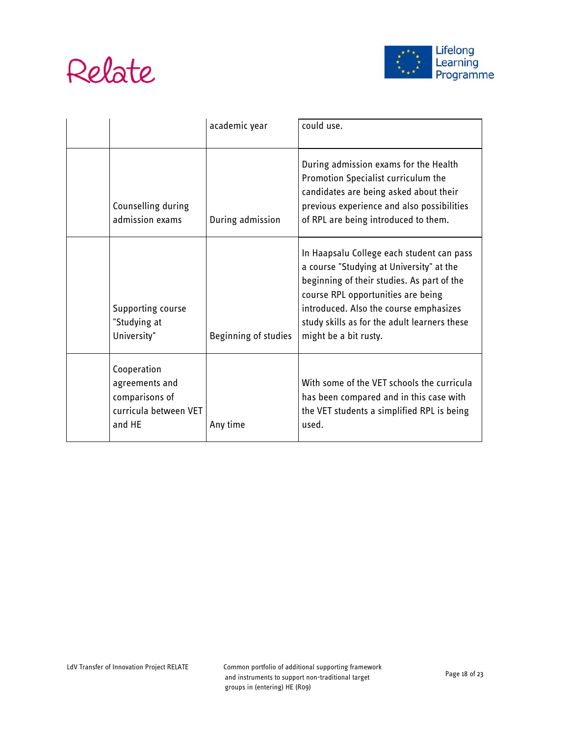|  |  |  |  |
|---|---|---|---|
|  |  | academic year | could use. |
|  | Counselling during admission exams | During admission | During admission exams for the Health Promotion Specialist curriculum the candidates are being asked about their previous experience and also possibilities of RPL are being introduced to them. |
|  | Supporting course "Studying at University" | Beginning of studies | In Haapsalu College each student can pass a course "Studying at University" at the beginning of their studies. As part of the course RPL opportunities are being introduced. Also the course emphasizes study skills as for the adult learners these might be a bit rusty. |
|  | Cooperation agreements and comparisons of curricula between VET and HE | Any time | With some of the VET schools the curricula has been compared and in this case with the VET students a simplified RPL is being used. |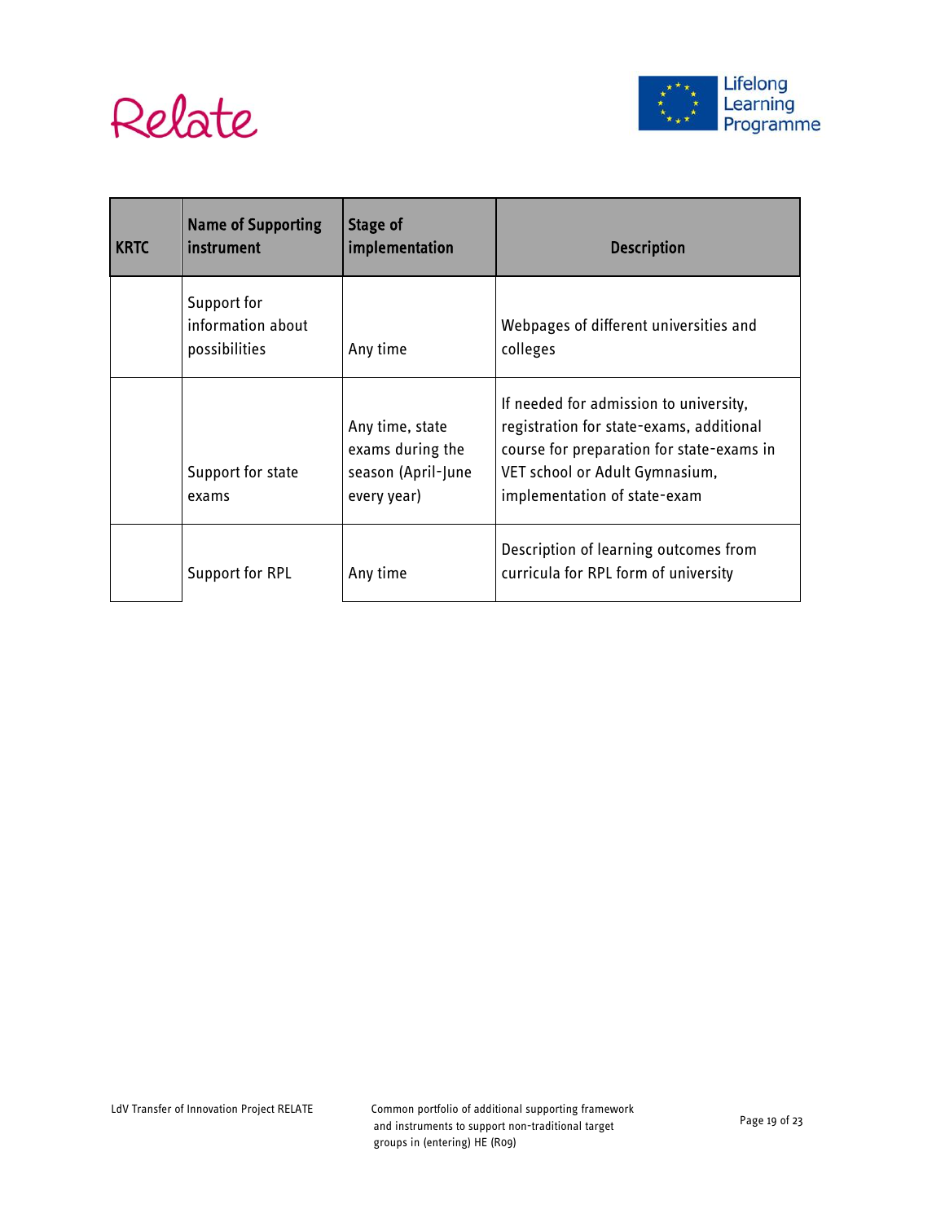| KRTC | Name of Supporting instrument | Stage of implementation | Description |
|---|---|---|---|
| | Support for information about possibilities | Any time | Webpages of different universities and colleges |
| | Support for state exams | Any time, state exams during the season (April-June every year) | If needed for admission to university, registration for state-exams, additional course for preparation for state-exams in VET school or Adult Gymnasium, implementation of state-exam |
| | Support for RPL | Any time | Description of learning outcomes from curricula for RPL form of university |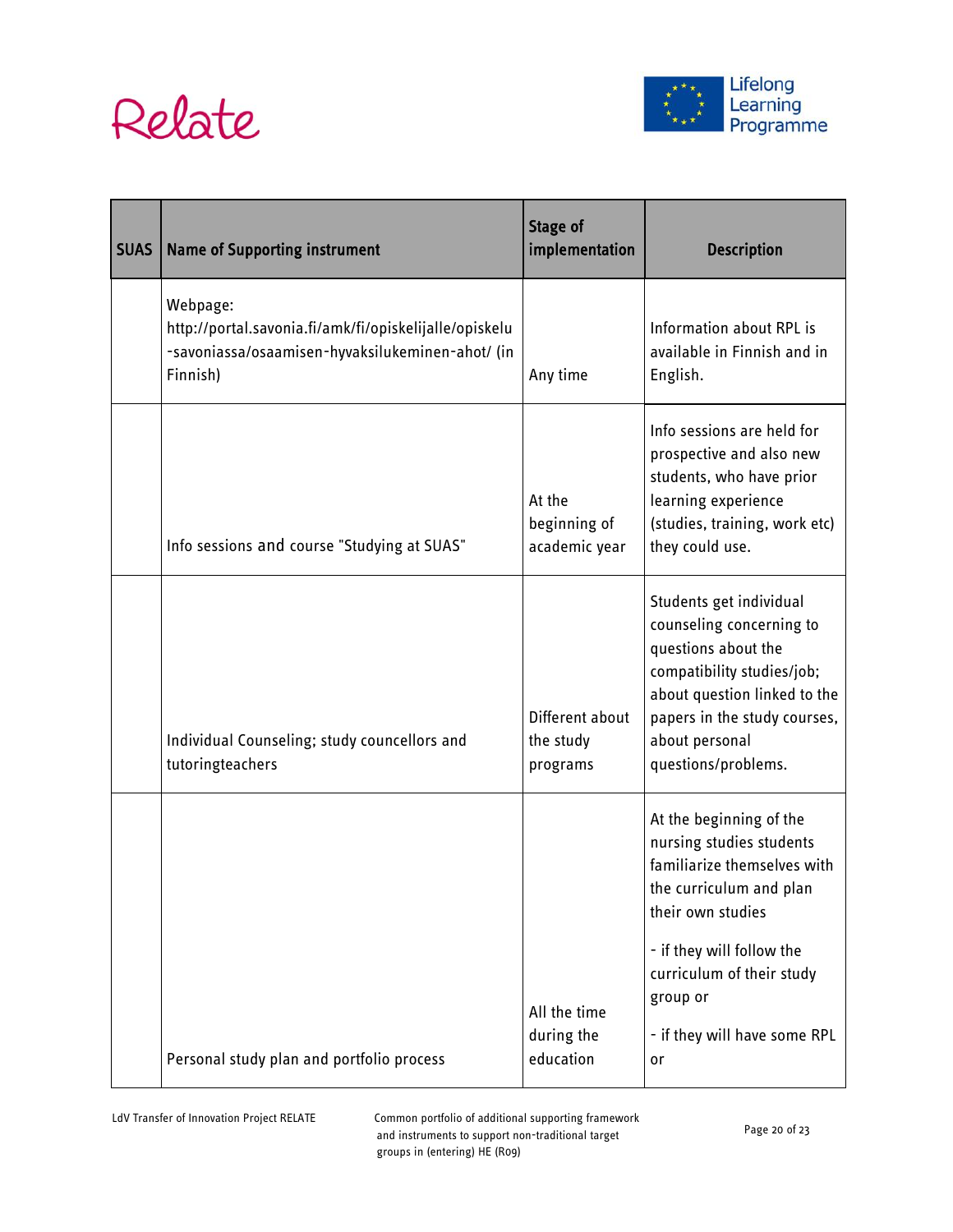| SUAS | Name of Supporting instrument | Stage of implementation | Description |
|---|---|---|---|
| | Webpage: http://portal.savonia.fi/amk/fi/opiskelijalle/opiskelu-savoniassa/osaamisen-hyvaksilukeminen-ahot/ (in Finnish) | Any time | Information about RPL is available in Finnish and in English. |
| | Info sessions and course "Studying at SUAS" | At the beginning of academic year | Info sessions are held for prospective and also new students, who have prior learning experience (studies, training, work etc) they could use. |
| | Individual Counseling; study councellors and tutoringteachers | Different about the study programs | Students get individual counseling concerning to questions about the compatibility studies/job; about question linked to the papers in the study courses, about personal questions/problems. |
| | Personal study plan and portfolio process | All the time during the education | At the beginning of the nursing studies students familiarize themselves with the curriculum and plan their own studies<br><br>- if they will follow the curriculum of their study group or<br><br>- if they will have some RPL or |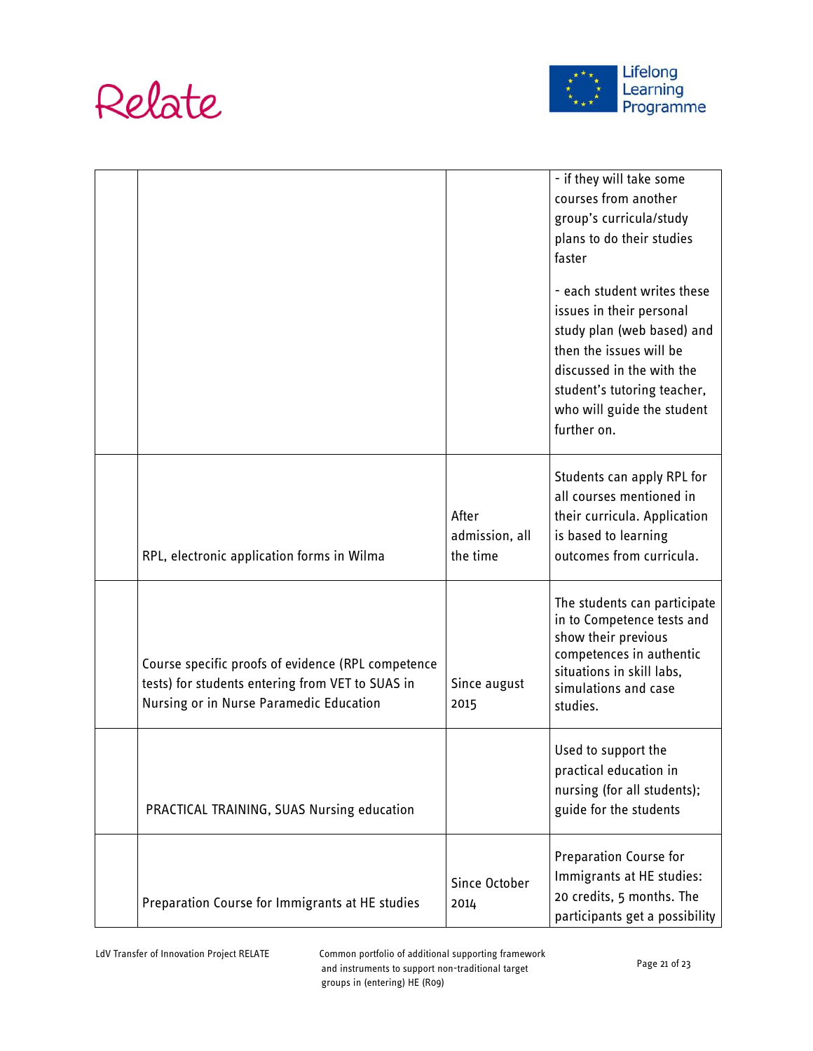| | | | |
|---|---|---|---|
| | | | - if they will take some courses from another group's curricula/study plans to do their studies faster<br><br>- each student writes these issues in their personal study plan (web based) and then the issues will be discussed in the with the student's tutoring teacher, who will guide the student further on. |
| | RPL, electronic application forms in Wilma | After admission, all the time | Students can apply RPL for all courses mentioned in their curricula. Application is based to learning outcomes from curricula. |
| | Course specific proofs of evidence (RPL competence tests) for students entering from VET to SUAS in Nursing or in Nurse Paramedic Education | Since august 2015 | The students can participate in to Competence tests and show their previous competences in authentic situations in skill labs, simulations and case studies. |
| | PRACTICAL TRAINING, SUAS Nursing education | | Used to support the practical education in nursing (for all students); guide for the students |
| | Preparation Course for Immigrants at HE studies | Since October 2014 | Preparation Course for Immigrants at HE studies: 20 credits, 5 months. The participants get a possibility |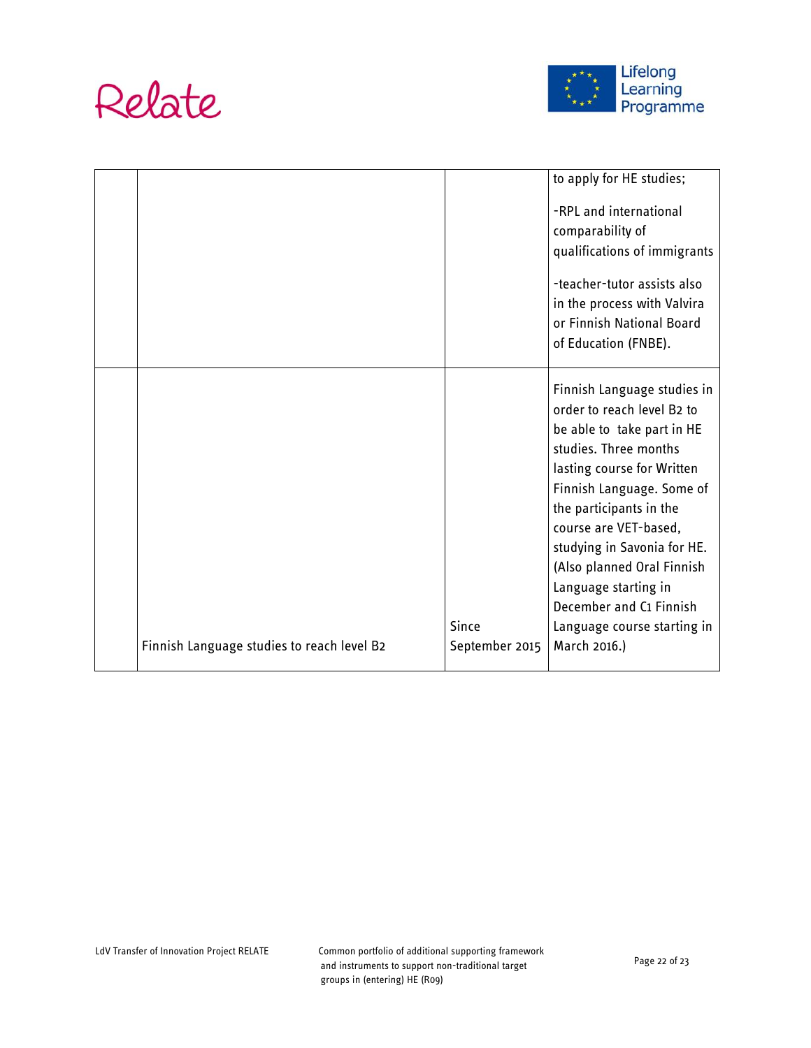|  |  |  | to apply for HE studies;<br><br>-RPL and international comparability of qualifications of immigrants<br><br>-teacher-tutor assists also in the process with Valvira or Finnish National Board of Education (FNBE). |
|---|---|---|---|
|  | Finnish Language studies to reach level B2 | Since September 2015 | Finnish Language studies in order to reach level B2 to be able to take part in HE studies. Three months lasting course for Written Finnish Language. Some of the participants in the course are VET-based, studying in Savonia for HE. (Also planned Oral Finnish Language starting in December and C1 Finnish Language course starting in March 2016.) |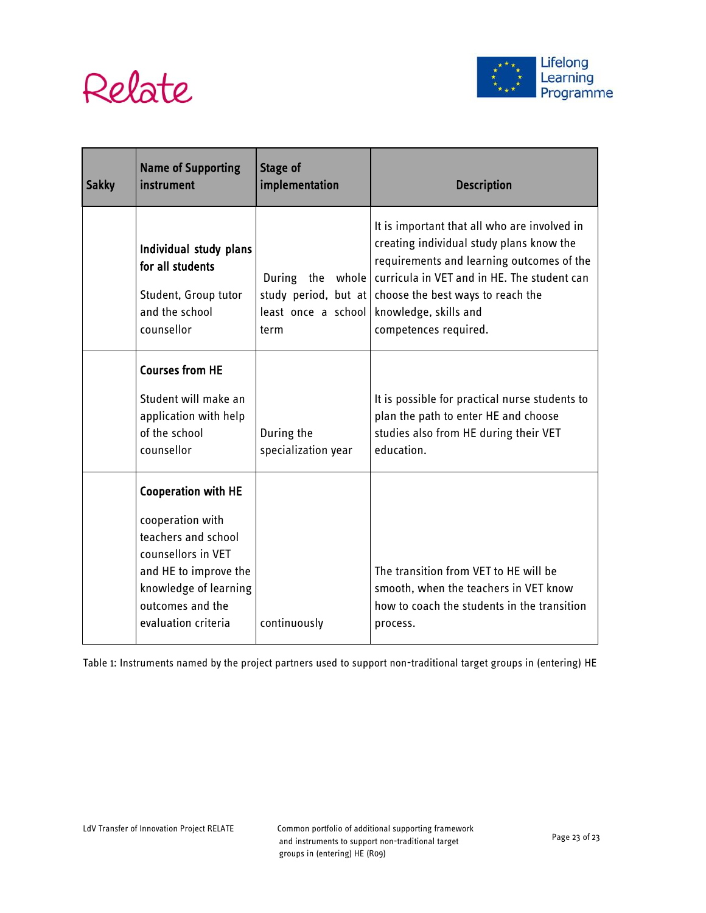| Sakky | Name of Supporting instrument | Stage of implementation | Description |
|---|---|---|---|
| | **Individual study plans for all students**<br><br>Student, Group tutor and the school counsellor | During the whole study period, but at least once a school term | It is important that all who are involved in creating individual study plans know the requirements and learning outcomes of the curricula in VET and in HE. The student can choose the best ways to reach the knowledge, skills and competences required. |
| | **Courses from HE**<br><br>Student will make an application with help of the school counsellor | During the specialization year | It is possible for practical nurse students to plan the path to enter HE and choose studies also from HE during their VET education. |
| | **Cooperation with HE**<br><br>cooperation with teachers and school counsellors in VET and HE to improve the knowledge of learning outcomes and the evaluation criteria | continuously | The transition from VET to HE will be smooth, when the teachers in VET know how to coach the students in the transition process. |

Table 1: Instruments named by the project partners used to support non-traditional target groups in (entering) HE